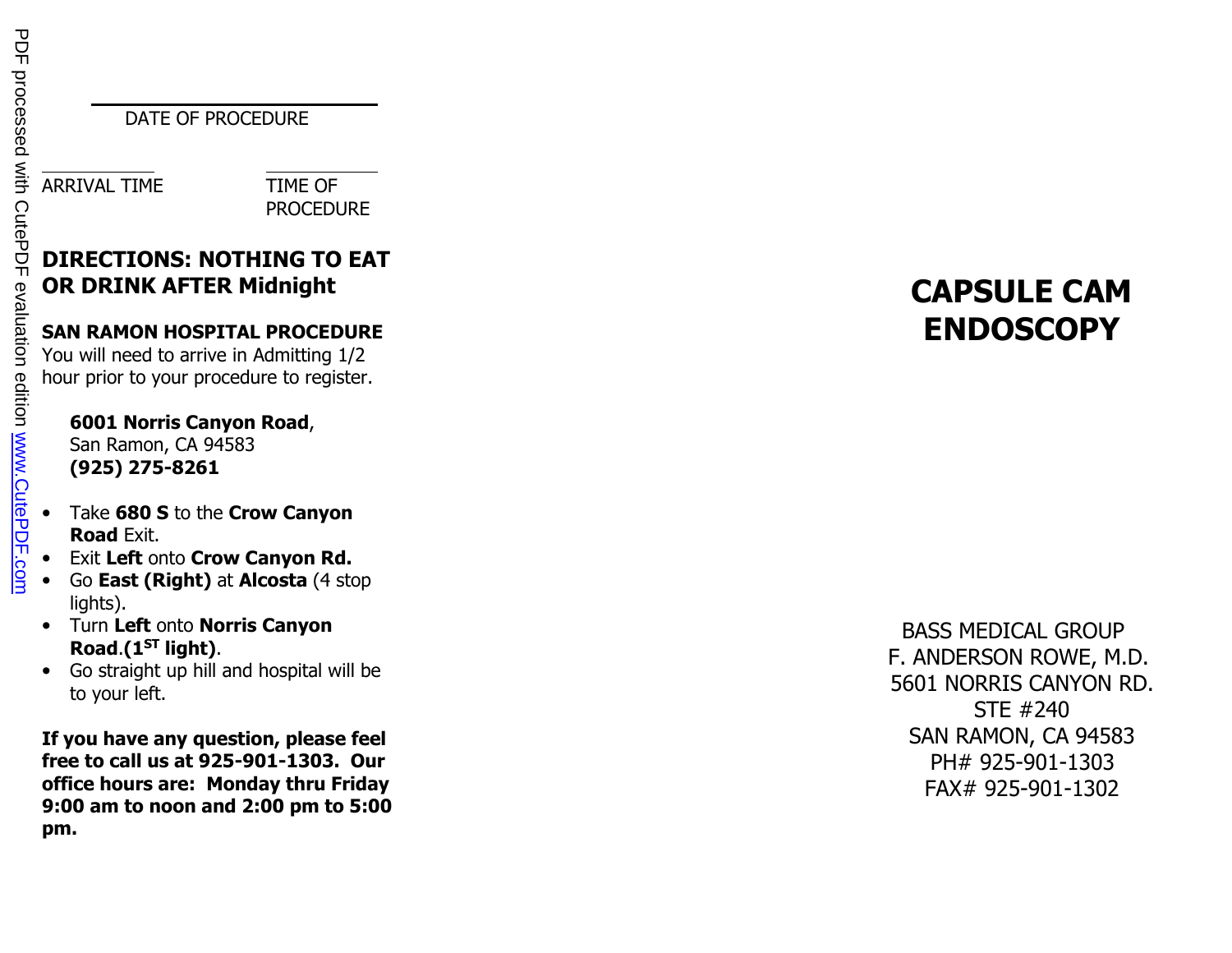DATE OF PROCEDURE

ARRIVAL TIME

TIME OF PROCEDURE

**DIRECTIONS: NOTHING TO EAT OR DRINK AFTER Midnight**

**SAN RAMON HOSPITAL PROCEDURE**

You will need to arrive in Admitting 1/2 hour prior to your procedure to register.

**6001 Norris Canyon Road**,
San Ramon, CA 94583
**(925) 275-8261**

- Take **680 S** to the **Crow Canyon Road** Exit.
- Exit **Left** onto **Crow Canyon Rd.**
- Go **East (Right)** at **Alcosta** (4 stop lights).
- Turn **Left** onto **Norris Canyon Road**.**(1ST light)**.
- Go straight up hill and hospital will be to your left.

**If you have any question, please feel free to call us at 925-901-1303. Our office hours are: Monday thru Friday 9:00 am to noon and 2:00 pm to 5:00 pm.**

# CAPSULE CAM ENDOSCOPY

BASS MEDICAL GROUP
F. ANDERSON ROWE, M.D.
5601 NORRIS CANYON RD.
STE #240
SAN RAMON, CA 94583
PH# 925-901-1303
FAX# 925-901-1302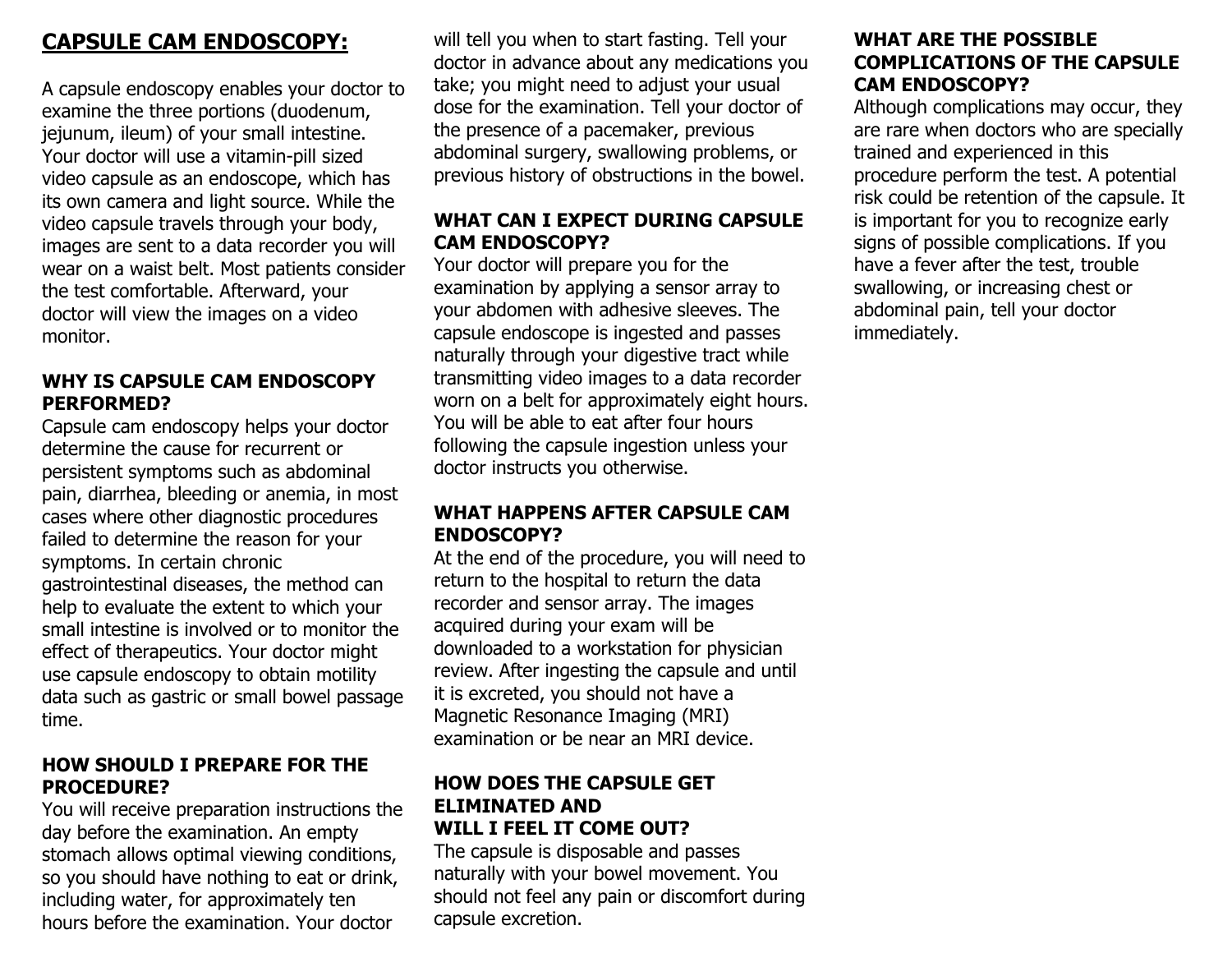## CAPSULE CAM ENDOSCOPY:

A capsule endoscopy enables your doctor to examine the three portions (duodenum, jejunum, ileum) of your small intestine. Your doctor will use a vitamin-pill sized video capsule as an endoscope, which has its own camera and light source. While the video capsule travels through your body, images are sent to a data recorder you will wear on a waist belt. Most patients consider the test comfortable. Afterward, your doctor will view the images on a video monitor.

### WHY IS CAPSULE CAM ENDOSCOPY PERFORMED?

Capsule cam endoscopy helps your doctor determine the cause for recurrent or persistent symptoms such as abdominal pain, diarrhea, bleeding or anemia, in most cases where other diagnostic procedures failed to determine the reason for your symptoms. In certain chronic gastrointestinal diseases, the method can help to evaluate the extent to which your small intestine is involved or to monitor the effect of therapeutics. Your doctor might use capsule endoscopy to obtain motility data such as gastric or small bowel passage time.

### HOW SHOULD I PREPARE FOR THE PROCEDURE?

You will receive preparation instructions the day before the examination. An empty stomach allows optimal viewing conditions, so you should have nothing to eat or drink, including water, for approximately ten hours before the examination. Your doctor will tell you when to start fasting. Tell your doctor in advance about any medications you take; you might need to adjust your usual dose for the examination. Tell your doctor of the presence of a pacemaker, previous abdominal surgery, swallowing problems, or previous history of obstructions in the bowel.

### WHAT CAN I EXPECT DURING CAPSULE CAM ENDOSCOPY?

Your doctor will prepare you for the examination by applying a sensor array to your abdomen with adhesive sleeves. The capsule endoscope is ingested and passes naturally through your digestive tract while transmitting video images to a data recorder worn on a belt for approximately eight hours. You will be able to eat after four hours following the capsule ingestion unless your doctor instructs you otherwise.

### WHAT HAPPENS AFTER CAPSULE CAM ENDOSCOPY?

At the end of the procedure, you will need to return to the hospital to return the data recorder and sensor array. The images acquired during your exam will be downloaded to a workstation for physician review. After ingesting the capsule and until it is excreted, you should not have a Magnetic Resonance Imaging (MRI) examination or be near an MRI device.

### HOW DOES THE CAPSULE GET ELIMINATED AND WILL I FEEL IT COME OUT?

The capsule is disposable and passes naturally with your bowel movement. You should not feel any pain or discomfort during capsule excretion.

### WHAT ARE THE POSSIBLE COMPLICATIONS OF THE CAPSULE CAM ENDOSCOPY?

Although complications may occur, they are rare when doctors who are specially trained and experienced in this procedure perform the test. A potential risk could be retention of the capsule. It is important for you to recognize early signs of possible complications. If you have a fever after the test, trouble swallowing, or increasing chest or abdominal pain, tell your doctor immediately.